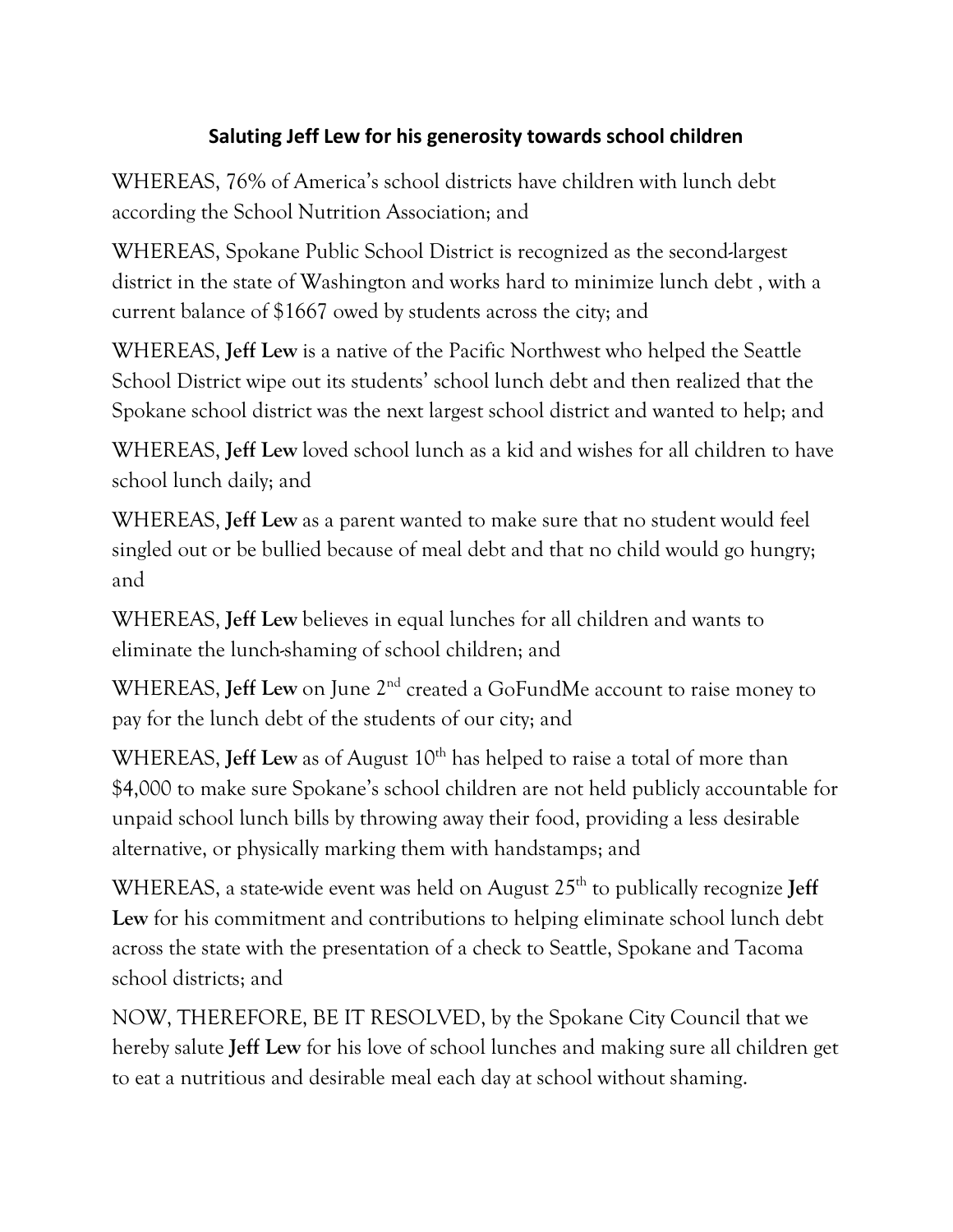# Saluting Jeff Lew for his generosity towards school children

WHEREAS, 76% of America's school districts have children with lunch debt according the School Nutrition Association; and

WHEREAS, Spokane Public School District is recognized as the second-largest district in the state of Washington and works hard to minimize lunch debt , with a current balance of $1667 owed by students across the city; and

WHEREAS, **Jeff Lew** is a native of the Pacific Northwest who helped the Seattle School District wipe out its students' school lunch debt and then realized that the Spokane school district was the next largest school district and wanted to help; and

WHEREAS, **Jeff Lew** loved school lunch as a kid and wishes for all children to have school lunch daily; and

WHEREAS, **Jeff Lew** as a parent wanted to make sure that no student would feel singled out or be bullied because of meal debt and that no child would go hungry; and

WHEREAS, **Jeff Lew** believes in equal lunches for all children and wants to eliminate the lunch-shaming of school children; and

WHEREAS, **Jeff Lew** on June 2nd created a GoFundMe account to raise money to pay for the lunch debt of the students of our city; and

WHEREAS, **Jeff Lew** as of August 10th has helped to raise a total of more than $4,000 to make sure Spokane's school children are not held publicly accountable for unpaid school lunch bills by throwing away their food, providing a less desirable alternative, or physically marking them with handstamps; and

WHEREAS, a state-wide event was held on August 25th to publically recognize **Jeff Lew** for his commitment and contributions to helping eliminate school lunch debt across the state with the presentation of a check to Seattle, Spokane and Tacoma school districts; and

NOW, THEREFORE, BE IT RESOLVED, by the Spokane City Council that we hereby salute **Jeff Lew** for his love of school lunches and making sure all children get to eat a nutritious and desirable meal each day at school without shaming.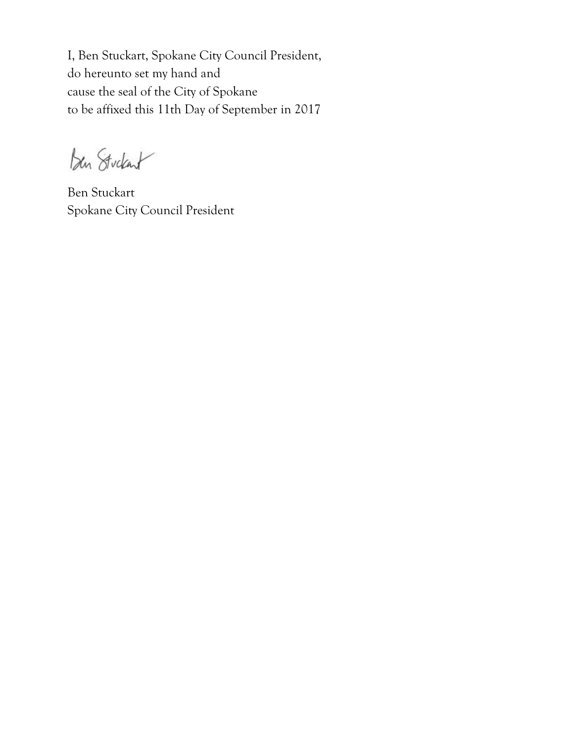I, Ben Stuckart, Spokane City Council President,
do hereunto set my hand and
cause the seal of the City of Spokane
to be affixed this 11th Day of September in 2017

Ben Stuckart

Ben Stuckart
Spokane City Council President